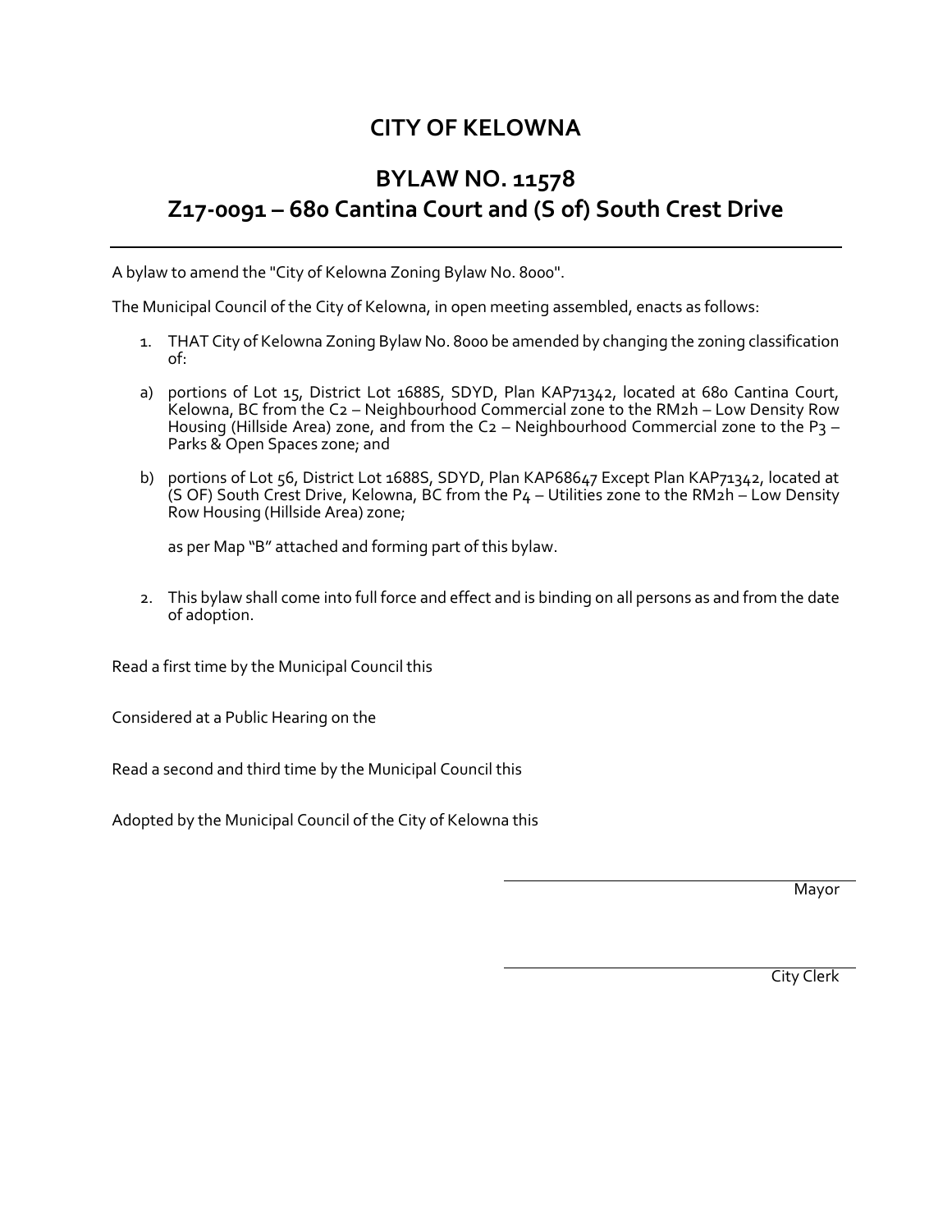# CITY OF KELOWNA

## BYLAW NO. 11578
## Z17-0091 – 680 Cantina Court and (S of) South Crest Drive

---

A bylaw to amend the "City of Kelowna Zoning Bylaw No. 8000".

The Municipal Council of the City of Kelowna, in open meeting assembled, enacts as follows:

1. THAT City of Kelowna Zoning Bylaw No. 8000 be amended by changing the zoning classification of:

a) portions of Lot 15, District Lot 1688S, SDYD, Plan KAP71342, located at 680 Cantina Court, Kelowna, BC from the C2 – Neighbourhood Commercial zone to the RM2h – Low Density Row Housing (Hillside Area) zone, and from the C2 – Neighbourhood Commercial zone to the P3 – Parks & Open Spaces zone; and

b) portions of Lot 56, District Lot 1688S, SDYD, Plan KAP68647 Except Plan KAP71342, located at (S OF) South Crest Drive, Kelowna, BC from the P4 – Utilities zone to the RM2h – Low Density Row Housing (Hillside Area) zone;

   as per Map "B" attached and forming part of this bylaw.

2. This bylaw shall come into full force and effect and is binding on all persons as and from the date of adoption.

Read a first time by the Municipal Council this

Considered at a Public Hearing on the

Read a second and third time by the Municipal Council this

Adopted by the Municipal Council of the City of Kelowna this

Mayor

City Clerk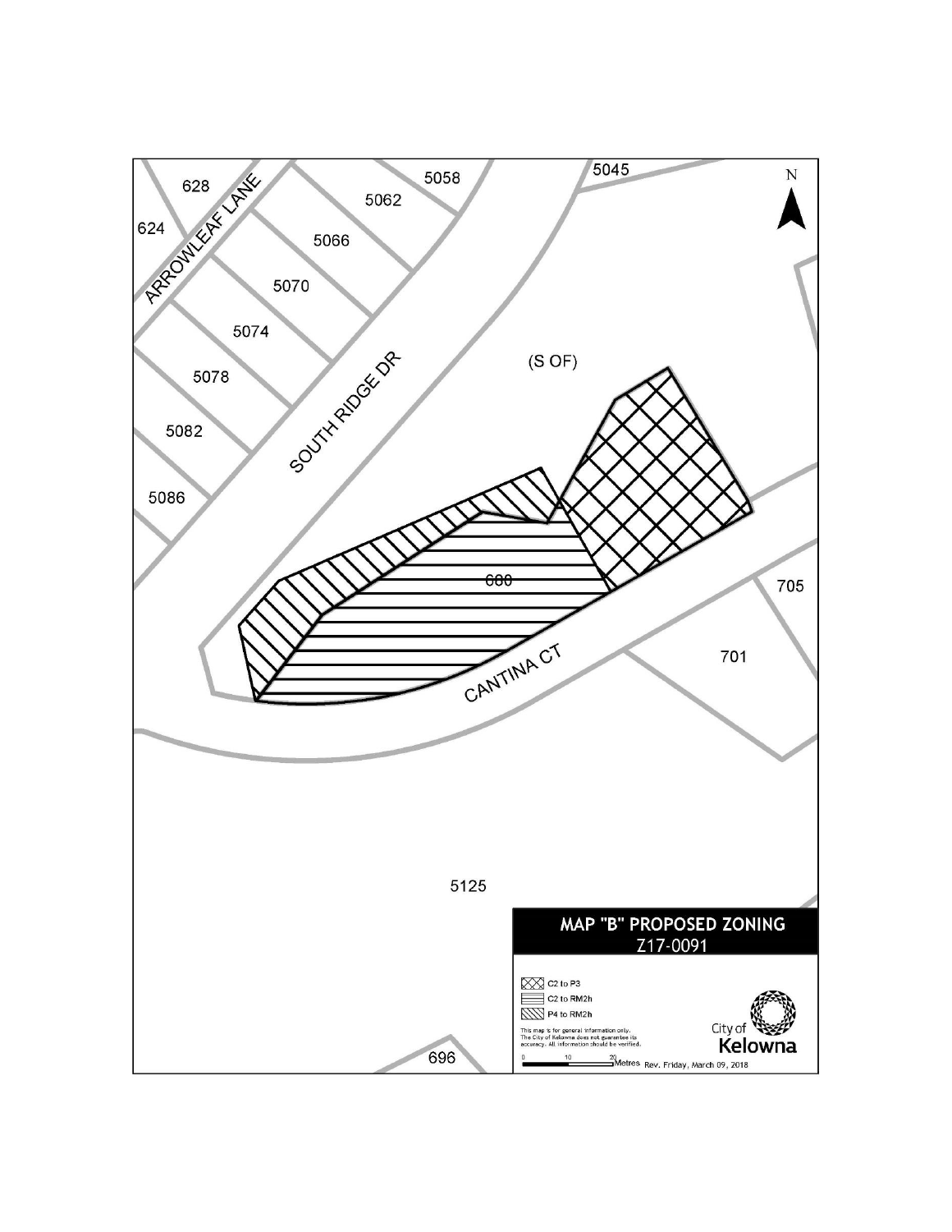N

628

624

ARROWLEAF LANE

5058

5062

5045

5066

5070

5074

5078

5082

5086

SOUTH RIDGE DR

(S OF)

680

705

701

CANTINA CT

5125

696

# MAP "B" PROPOSED ZONING

Z17-0091

C2 to P3

C2 to RM2h

P4 to RM2h

This map is for general information only. The City of Kelowna does not guarantee its accuracy. All information should be verified.

City of Kelowna

0 10 20 Metres

Rev. Friday, March 09, 2018